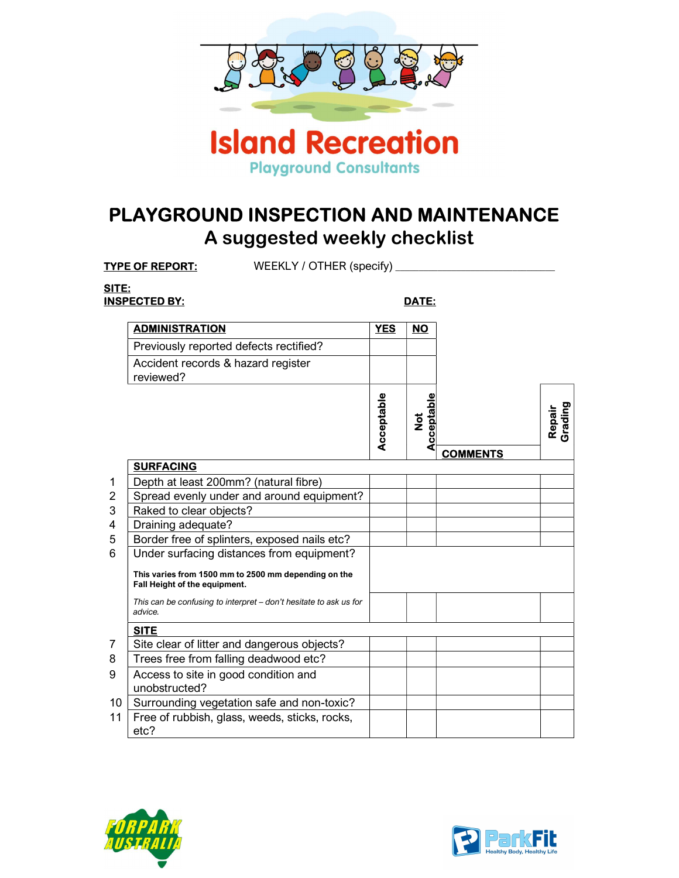Island Recreation
Playground Consultants

# PLAYGROUND INSPECTION AND MAINTENANCE

## A suggested weekly checklist

**TYPE OF REPORT:** WEEKLY / OTHER (specify) ___________________________

**SITE:**

**INSPECTED BY:** **DATE:**

| **ADMINISTRATION** | **YES** | **NO** |
|---|---|---|
| Previously reported defects rectified? | | |
| Accident records & hazard register reviewed? | | |

| # | | Acceptable | Not Acceptable | COMMENTS | Repair Grading |
|---|---|---|---|---|---|
| | **SURFACING** | | | | |
| 1 | Depth at least 200mm? (natural fibre) | | | | |
| 2 | Spread evenly under and around equipment? | | | | |
| 3 | Raked to clear objects? | | | | |
| 4 | Draining adequate? | | | | |
| 5 | Border free of splinters, exposed nails etc? | | | | |
| 6 | Under surfacing distances from equipment?<br><br>**This varies from 1500 mm to 2500 mm depending on the Fall Height of the equipment.**<br><br>*This can be confusing to interpret – don't hesitate to ask us for advice.* | | | | |
| | **SITE** | | | | |
| 7 | Site clear of litter and dangerous objects? | | | | |
| 8 | Trees free from falling deadwood etc? | | | | |
| 9 | Access to site in good condition and unobstructed? | | | | |
| 10 | Surrounding vegetation safe and non-toxic? | | | | |
| 11 | Free of rubbish, glass, weeds, sticks, rocks, etc? | | | | |

FORPARK AUSTRALIA

ParkFit Healthy Body, Healthy Life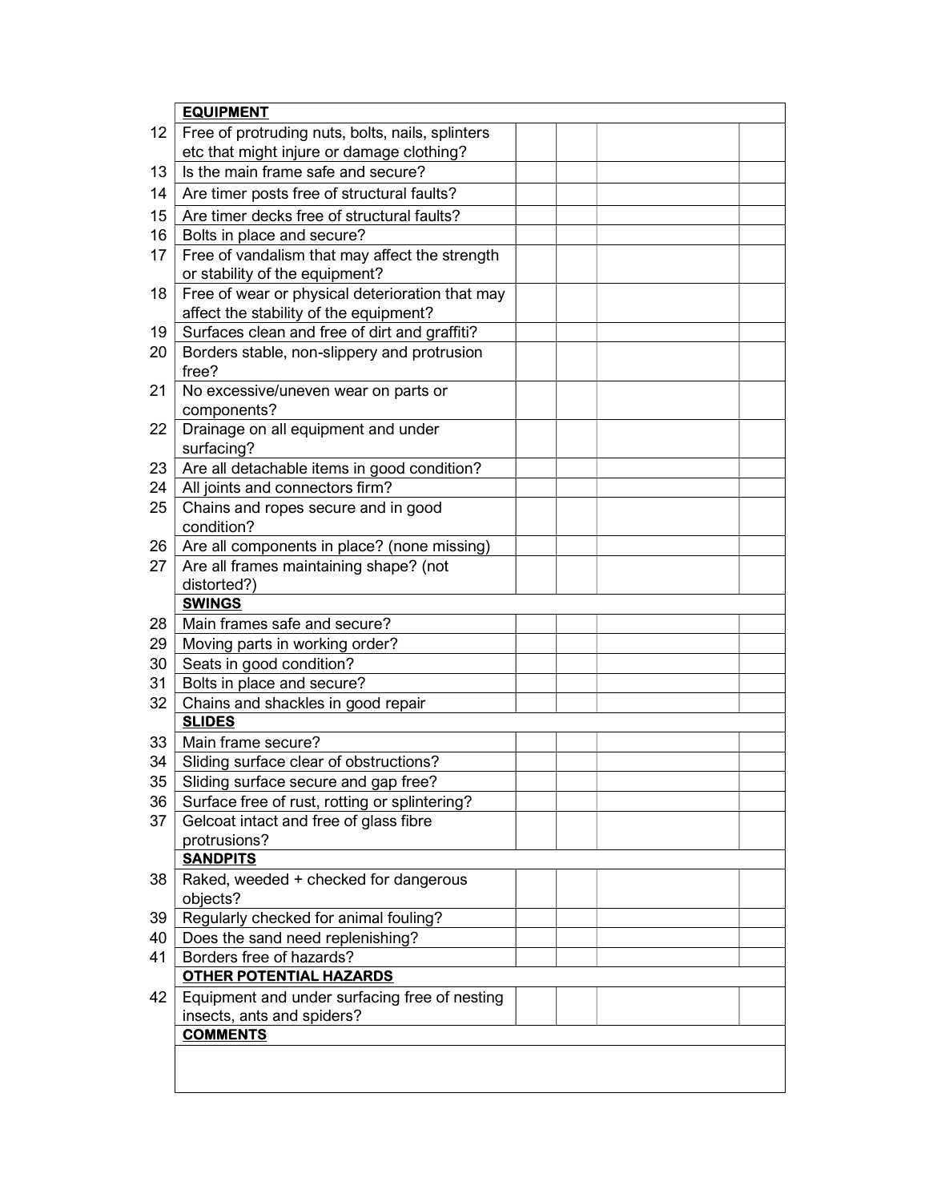| | | | | | |
|---|---|---|---|---|---|
| | **EQUIPMENT** | | | | |
| 12 | Free of protruding nuts, bolts, nails, splinters etc that might injure or damage clothing? | | | | |
| 13 | Is the main frame safe and secure? | | | | |
| 14 | Are timer posts free of structural faults? | | | | |
| 15 | Are timer decks free of structural faults? | | | | |
| 16 | Bolts in place and secure? | | | | |
| 17 | Free of vandalism that may affect the strength or stability of the equipment? | | | | |
| 18 | Free of wear or physical deterioration that may affect the stability of the equipment? | | | | |
| 19 | Surfaces clean and free of dirt and graffiti? | | | | |
| 20 | Borders stable, non-slippery and protrusion free? | | | | |
| 21 | No excessive/uneven wear on parts or components? | | | | |
| 22 | Drainage on all equipment and under surfacing? | | | | |
| 23 | Are all detachable items in good condition? | | | | |
| 24 | All joints and connectors firm? | | | | |
| 25 | Chains and ropes secure and in good condition? | | | | |
| 26 | Are all components in place? (none missing) | | | | |
| 27 | Are all frames maintaining shape? (not distorted?) | | | | |
| | **SWINGS** | | | | |
| 28 | Main frames safe and secure? | | | | |
| 29 | Moving parts in working order? | | | | |
| 30 | Seats in good condition? | | | | |
| 31 | Bolts in place and secure? | | | | |
| 32 | Chains and shackles in good repair | | | | |
| | **SLIDES** | | | | |
| 33 | Main frame secure? | | | | |
| 34 | Sliding surface clear of obstructions? | | | | |
| 35 | Sliding surface secure and gap free? | | | | |
| 36 | Surface free of rust, rotting or splintering? | | | | |
| 37 | Gelcoat intact and free of glass fibre protrusions? | | | | |
| | **SANDPITS** | | | | |
| 38 | Raked, weeded + checked for dangerous objects? | | | | |
| 39 | Regularly checked for animal fouling? | | | | |
| 40 | Does the sand need replenishing? | | | | |
| 41 | Borders free of hazards? | | | | |
| | **OTHER POTENTIAL HAZARDS** | | | | |
| 42 | Equipment and under surfacing free of nesting insects, ants and spiders? | | | | |
| | **COMMENTS** | | | | |
| | | | | | |